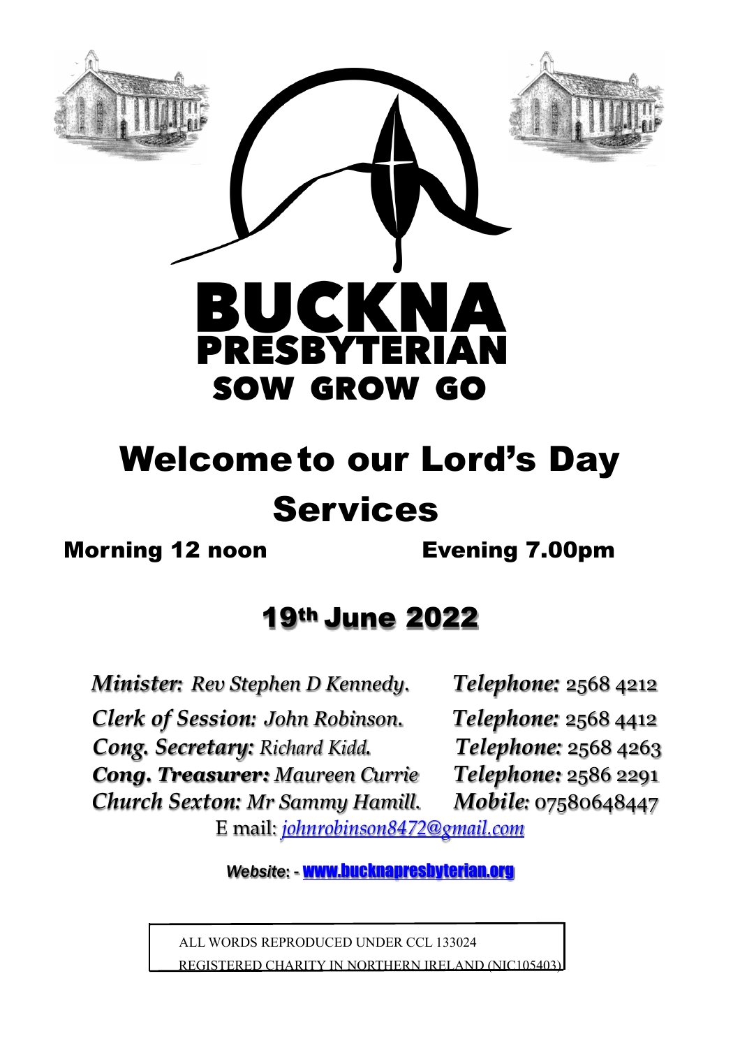# BUCKNA PRESBYTERIAN

**SOW GROW GO**

# Welcome to our Lord's Day Services

**Morning 12 noon** **Evening 7.00pm**

## 19th June 2022

***Minister:*** *Rev Stephen D Kennedy.* ***Telephone:*** 2568 4212

***Clerk of Session:*** *John Robinson.* ***Telephone:*** 2568 4412

***Cong. Secretary:*** *Richard Kidd.* ***Telephone:*** 2568 4263

***Cong. Treasurer:*** *Maureen Currie* ***Telephone:*** 2586 2291

***Church Sexton:*** *Mr Sammy Hamill.* ***Mobile:*** 07580648447

E mail: *johnrobinson8472@gmail.com*

***Website***: - www.bucknapresbyterian.org

ALL WORDS REPRODUCED UNDER CCL 133024

REGISTERED CHARITY IN NORTHERN IRELAND (NIC105403)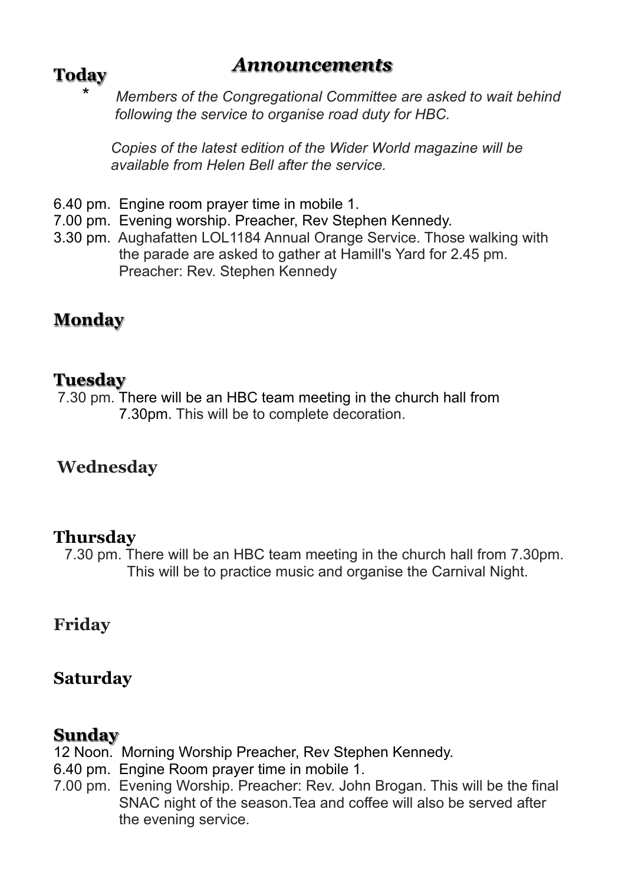# *Announcements*

## Today

\* *Members of the Congregational Committee are asked to wait behind following the service to organise road duty for HBC.*

*Copies of the latest edition of the Wider World magazine will be available from Helen Bell after the service.*

6.40 pm. Engine room prayer time in mobile 1.
7.00 pm. Evening worship. Preacher, Rev Stephen Kennedy.
3.30 pm. Aughafatten LOL1184 Annual Orange Service. Those walking with the parade are asked to gather at Hamill's Yard for 2.45 pm. Preacher: Rev. Stephen Kennedy

## Monday

## Tuesday

7.30 pm. There will be an HBC team meeting in the church hall from 7.30pm. This will be to complete decoration.

## Wednesday

## Thursday

7.30 pm. There will be an HBC team meeting in the church hall from 7.30pm. This will be to practice music and organise the Carnival Night.

## Friday

## Saturday

## Sunday

12 Noon. Morning Worship Preacher, Rev Stephen Kennedy.
6.40 pm. Engine Room prayer time in mobile 1.
7.00 pm. Evening Worship. Preacher: Rev. John Brogan. This will be the final SNAC night of the season.Tea and coffee will also be served after the evening service.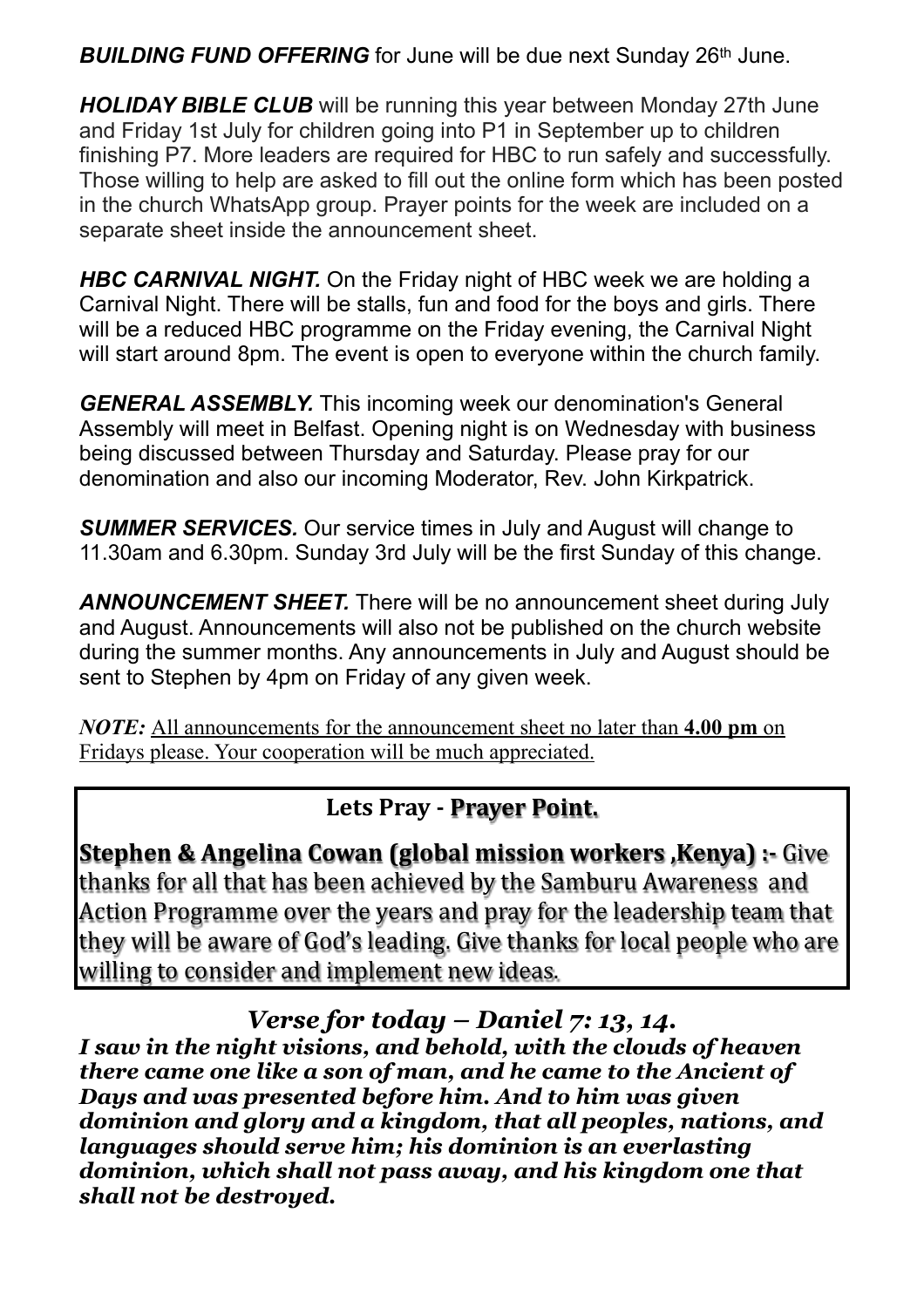***BUILDING FUND OFFERING*** for June will be due next Sunday 26th June.

***HOLIDAY BIBLE CLUB*** will be running this year between Monday 27th June and Friday 1st July for children going into P1 in September up to children finishing P7. More leaders are required for HBC to run safely and successfully. Those willing to help are asked to fill out the online form which has been posted in the church WhatsApp group. Prayer points for the week are included on a separate sheet inside the announcement sheet.

***HBC CARNIVAL NIGHT.*** On the Friday night of HBC week we are holding a Carnival Night. There will be stalls, fun and food for the boys and girls. There will be a reduced HBC programme on the Friday evening, the Carnival Night will start around 8pm. The event is open to everyone within the church family.

***GENERAL ASSEMBLY.*** This incoming week our denomination's General Assembly will meet in Belfast. Opening night is on Wednesday with business being discussed between Thursday and Saturday. Please pray for our denomination and also our incoming Moderator, Rev. John Kirkpatrick.

***SUMMER SERVICES.*** Our service times in July and August will change to 11.30am and 6.30pm. Sunday 3rd July will be the first Sunday of this change.

***ANNOUNCEMENT SHEET.*** There will be no announcement sheet during July and August. Announcements will also not be published on the church website during the summer months. Any announcements in July and August should be sent to Stephen by 4pm on Friday of any given week.

***NOTE:*** All announcements for the announcement sheet no later than **4.00 pm** on Fridays please. Your cooperation will be much appreciated.

## Lets Pray - Prayer Point.

**Stephen & Angelina Cowan (global mission workers ,Kenya) :-** Give thanks for all that has been achieved by the Samburu Awareness and Action Programme over the years and pray for the leadership team that they will be aware of God's leading. Give thanks for local people who are willing to consider and implement new ideas.

## *Verse for today – Daniel 7: 13, 14.*

***I saw in the night visions, and behold, with the clouds of heaven there came one like a son of man, and he came to the Ancient of Days and was presented before him. And to him was given dominion and glory and a kingdom, that all peoples, nations, and languages should serve him; his dominion is an everlasting dominion, which shall not pass away, and his kingdom one that shall not be destroyed.***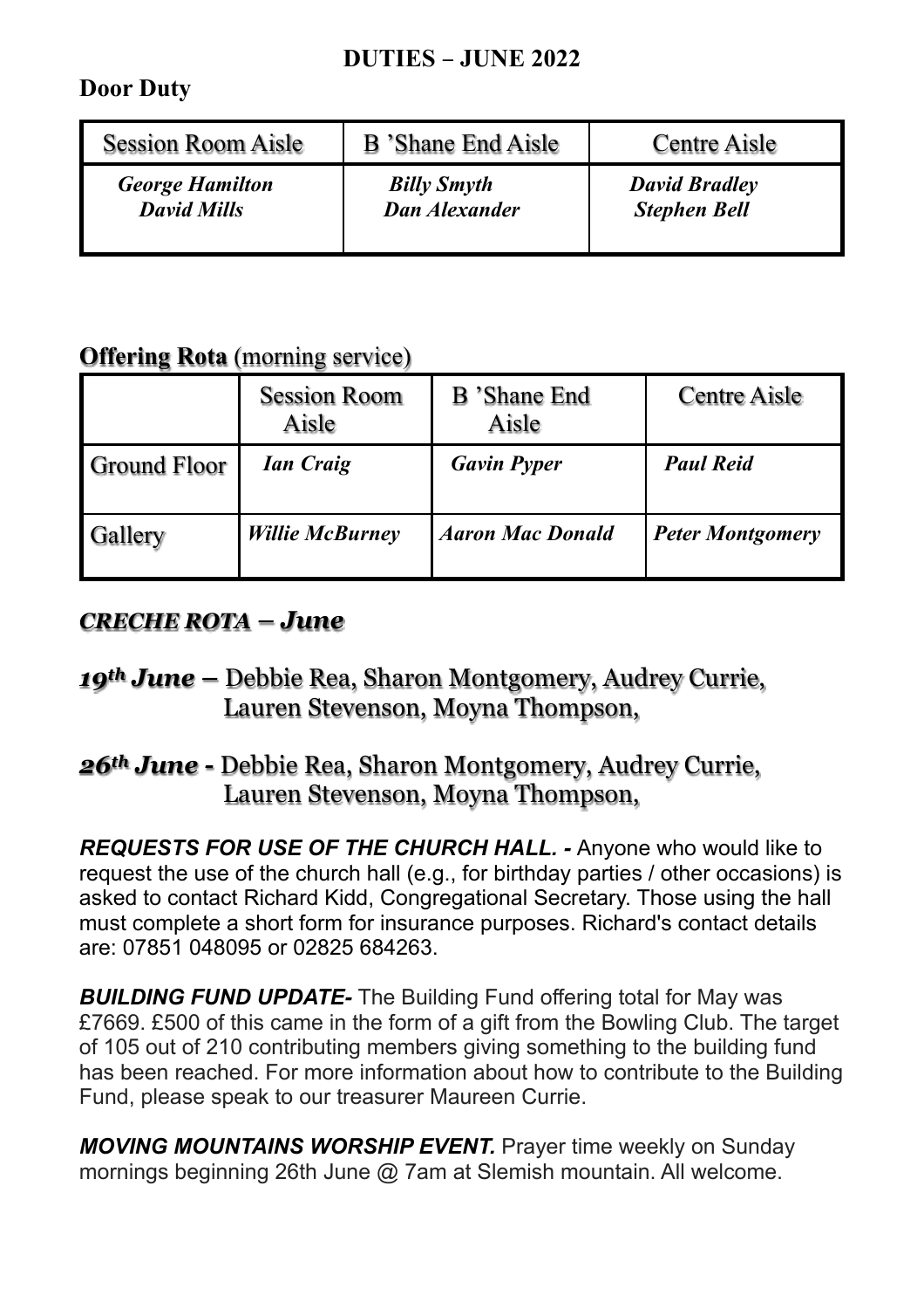## DUTIES – JUNE 2022

### Door Duty

| Session Room Aisle | B 'Shane End Aisle | Centre Aisle |
|---|---|---|
| ***George Hamilton*** ***David Mills*** | ***Billy Smyth*** ***Dan Alexander*** | ***David Bradley*** ***Stephen Bell*** |

### **Offering Rota** (morning service)

| | Session Room Aisle | B 'Shane End Aisle | Centre Aisle |
|---|---|---|---|
| Ground Floor | ***Ian Craig*** | ***Gavin Pyper*** | ***Paul Reid*** |
| Gallery | ***Willie McBurney*** | ***Aaron Mac Donald*** | ***Peter Montgomery*** |

### ***CRECHE ROTA – June***

***19th June –*** Debbie Rea, Sharon Montgomery, Audrey Currie, Lauren Stevenson, Moyna Thompson,

***26th June -*** Debbie Rea, Sharon Montgomery, Audrey Currie, Lauren Stevenson, Moyna Thompson,

***REQUESTS FOR USE OF THE CHURCH HALL. -*** Anyone who would like to request the use of the church hall (e.g., for birthday parties / other occasions) is asked to contact Richard Kidd, Congregational Secretary. Those using the hall must complete a short form for insurance purposes. Richard's contact details are: 07851 048095 or 02825 684263.

***BUILDING FUND UPDATE-*** The Building Fund offering total for May was £7669. £500 of this came in the form of a gift from the Bowling Club. The target of 105 out of 210 contributing members giving something to the building fund has been reached. For more information about how to contribute to the Building Fund, please speak to our treasurer Maureen Currie.

***MOVING MOUNTAINS WORSHIP EVENT.*** Prayer time weekly on Sunday mornings beginning 26th June @ 7am at Slemish mountain. All welcome.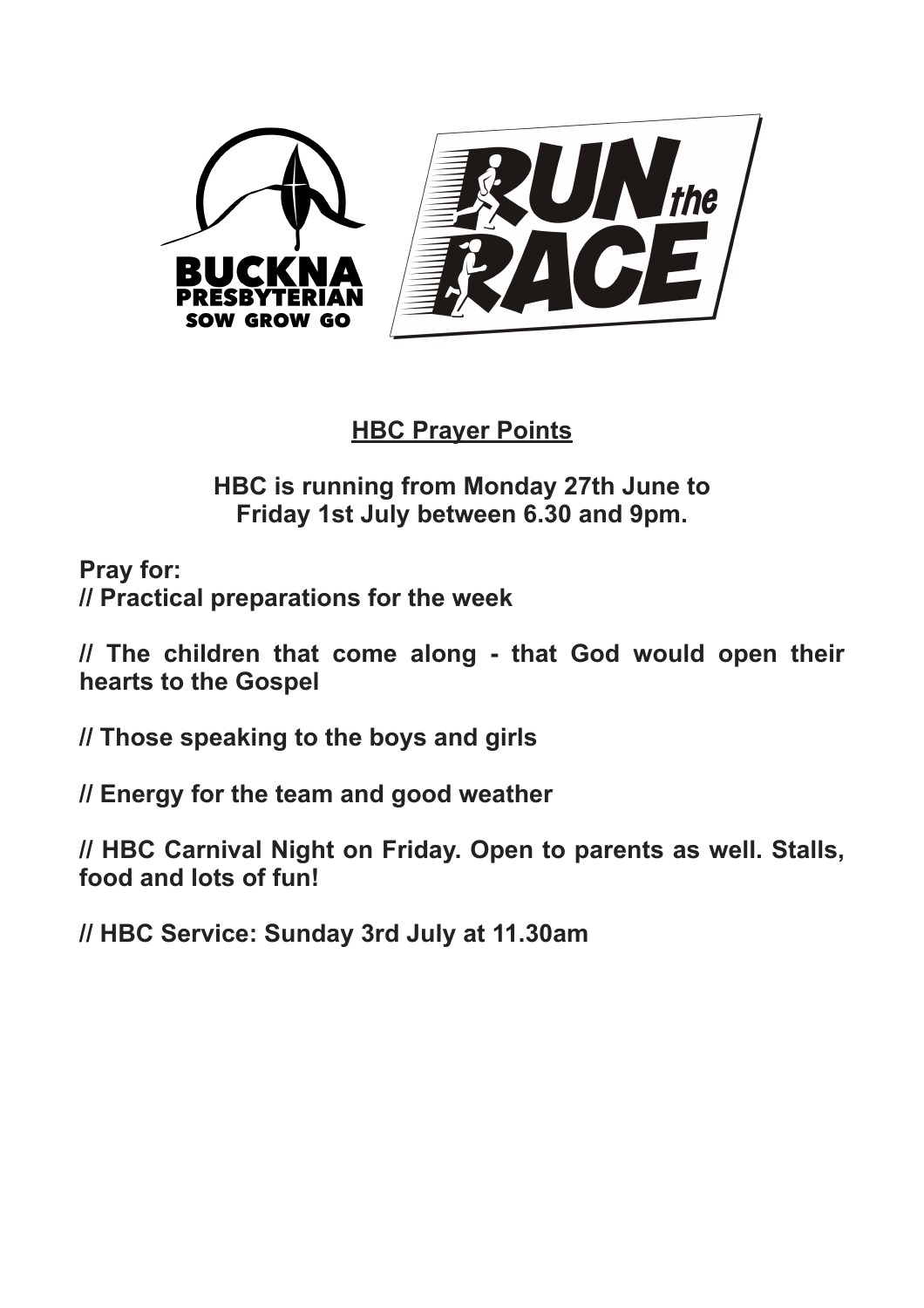BUCKNA PRESBYTERIAN

SOW GROW GO

RUN the RACE

## HBC Prayer Points

**HBC is running from Monday 27th June to Friday 1st July between 6.30 and 9pm.**

**Pray for:**

**// Practical preparations for the week**

**// The children that come along - that God would open their hearts to the Gospel**

**// Those speaking to the boys and girls**

**// Energy for the team and good weather**

**// HBC Carnival Night on Friday. Open to parents as well. Stalls, food and lots of fun!**

**// HBC Service: Sunday 3rd July at 11.30am**